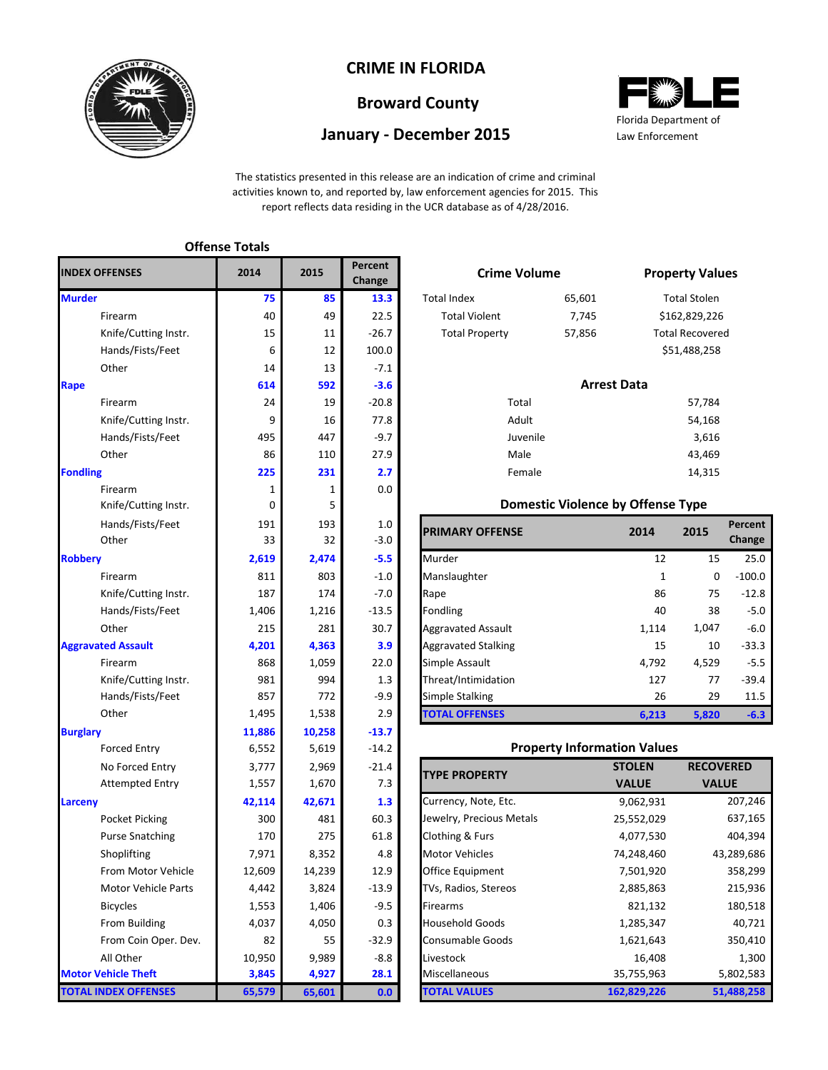# CRIME IN FLORIDA

## Broward County

## January - December 2015

Florida Department of Law Enforcement

The statistics presented in this release are an indication of crime and criminal activities known to, and reported by, law enforcement agencies for 2015. This report reflects data residing in the UCR database as of 4/28/2016.

### Offense Totals

| INDEX OFFENSES | 2014 | 2015 | Percent Change |
|---|---|---|---|
| **Murder** | **75** | **85** | **13.3** |
| Firearm | 40 | 49 | 22.5 |
| Knife/Cutting Instr. | 15 | 11 | -26.7 |
| Hands/Fists/Feet | 6 | 12 | 100.0 |
| Other | 14 | 13 | -7.1 |
| **Rape** | **614** | **592** | **-3.6** |
| Firearm | 24 | 19 | -20.8 |
| Knife/Cutting Instr. | 9 | 16 | 77.8 |
| Hands/Fists/Feet | 495 | 447 | -9.7 |
| Other | 86 | 110 | 27.9 |
| **Fondling** | **225** | **231** | **2.7** |
| Firearm | 1 | 1 | 0.0 |
| Knife/Cutting Instr. | 0 | 5 | |
| Hands/Fists/Feet | 191 | 193 | 1.0 |
| Other | 33 | 32 | -3.0 |
| **Robbery** | **2,619** | **2,474** | **-5.5** |
| Firearm | 811 | 803 | -1.0 |
| Knife/Cutting Instr. | 187 | 174 | -7.0 |
| Hands/Fists/Feet | 1,406 | 1,216 | -13.5 |
| Other | 215 | 281 | 30.7 |
| **Aggravated Assault** | **4,201** | **4,363** | **3.9** |
| Firearm | 868 | 1,059 | 22.0 |
| Knife/Cutting Instr. | 981 | 994 | 1.3 |
| Hands/Fists/Feet | 857 | 772 | -9.9 |
| Other | 1,495 | 1,538 | 2.9 |
| **Burglary** | **11,886** | **10,258** | **-13.7** |
| Forced Entry | 6,552 | 5,619 | -14.2 |
| No Forced Entry | 3,777 | 2,969 | -21.4 |
| Attempted Entry | 1,557 | 1,670 | 7.3 |
| **Larceny** | **42,114** | **42,671** | **1.3** |
| Pocket Picking | 300 | 481 | 60.3 |
| Purse Snatching | 170 | 275 | 61.8 |
| Shoplifting | 7,971 | 8,352 | 4.8 |
| From Motor Vehicle | 12,609 | 14,239 | 12.9 |
| Motor Vehicle Parts | 4,442 | 3,824 | -13.9 |
| Bicycles | 1,553 | 1,406 | -9.5 |
| From Building | 4,037 | 4,050 | 0.3 |
| From Coin Oper. Dev. | 82 | 55 | -32.9 |
| All Other | 10,950 | 9,989 | -8.8 |
| **Motor Vehicle Theft** | **3,845** | **4,927** | **28.1** |
| **TOTAL INDEX OFFENSES** | **65,579** | **65,601** | **0.0** |

### Crime Volume

| | |
|---|---|
| Total Index | 65,601 |
| Total Violent | 7,745 |
| Total Property | 57,856 |

### Property Values

| | |
|---|---|
| Total Stolen | $162,829,226 |
| Total Recovered | $51,488,258 |

### Arrest Data

| | |
|---|---|
| Total | 57,784 |
| Adult | 54,168 |
| Juvenile | 3,616 |
| Male | 43,469 |
| Female | 14,315 |

### Domestic Violence by Offense Type

| PRIMARY OFFENSE | 2014 | 2015 | Percent Change |
|---|---|---|---|
| Murder | 12 | 15 | 25.0 |
| Manslaughter | 1 | 0 | -100.0 |
| Rape | 86 | 75 | -12.8 |
| Fondling | 40 | 38 | -5.0 |
| Aggravated Assault | 1,114 | 1,047 | -6.0 |
| Aggravated Stalking | 15 | 10 | -33.3 |
| Simple Assault | 4,792 | 4,529 | -5.5 |
| Threat/Intimidation | 127 | 77 | -39.4 |
| Simple Stalking | 26 | 29 | 11.5 |
| **TOTAL OFFENSES** | **6,213** | **5,820** | **-6.3** |

### Property Information Values

| TYPE PROPERTY | STOLEN VALUE | RECOVERED VALUE |
|---|---|---|
| Currency, Note, Etc. | 9,062,931 | 207,246 |
| Jewelry, Precious Metals | 25,552,029 | 637,165 |
| Clothing & Furs | 4,077,530 | 404,394 |
| Motor Vehicles | 74,248,460 | 43,289,686 |
| Office Equipment | 7,501,920 | 358,299 |
| TVs, Radios, Stereos | 2,885,863 | 215,936 |
| Firearms | 821,132 | 180,518 |
| Household Goods | 1,285,347 | 40,721 |
| Consumable Goods | 1,621,643 | 350,410 |
| Livestock | 16,408 | 1,300 |
| Miscellaneous | 35,755,963 | 5,802,583 |
| **TOTAL VALUES** | **162,829,226** | **51,488,258** |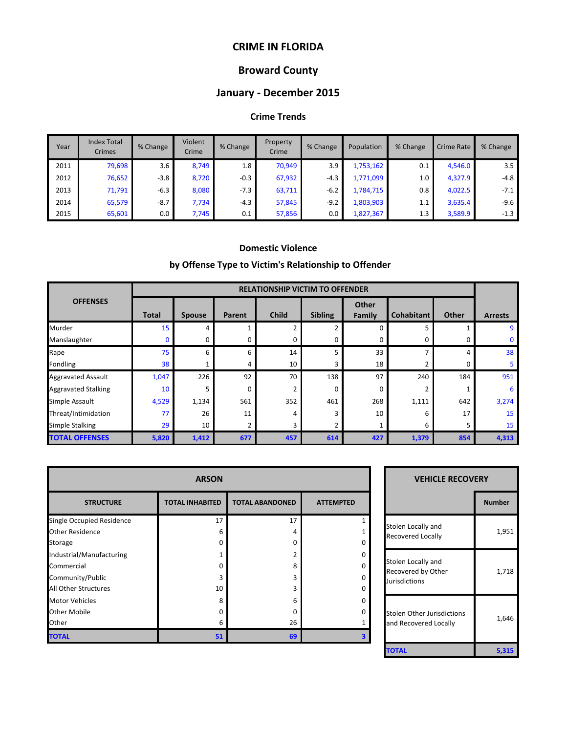# CRIME IN FLORIDA

## Broward County

## January - December 2015

### Crime Trends

| Year | Index Total Crimes | % Change | Violent Crime | % Change | Property Crime | % Change | Population | % Change | Crime Rate | % Change |
|---|---|---|---|---|---|---|---|---|---|---|
| 2011 | 79,698 | 3.6 | 8,749 | 1.8 | 70,949 | 3.9 | 1,753,162 | 0.1 | 4,546.0 | 3.5 |
| 2012 | 76,652 | -3.8 | 8,720 | -0.3 | 67,932 | -4.3 | 1,771,099 | 1.0 | 4,327.9 | -4.8 |
| 2013 | 71,791 | -6.3 | 8,080 | -7.3 | 63,711 | -6.2 | 1,784,715 | 0.8 | 4,022.5 | -7.1 |
| 2014 | 65,579 | -8.7 | 7,734 | -4.3 | 57,845 | -9.2 | 1,803,903 | 1.1 | 3,635.4 | -9.6 |
| 2015 | 65,601 | 0.0 | 7,745 | 0.1 | 57,856 | 0.0 | 1,827,367 | 1.3 | 3,589.9 | -1.3 |

### Domestic Violence

### by Offense Type to Victim's Relationship to Offender

| OFFENSES | RELATIONSHIP VICTIM TO OFFENDER | | | | | | | | Arrests |
|---|---|---|---|---|---|---|---|---|---|
| | Total | Spouse | Parent | Child | Sibling | Other Family | Cohabitant | Other | |
| Murder | 15 | 4 | 1 | 2 | 2 | 0 | 5 | 1 | 9 |
| Manslaughter | 0 | 0 | 0 | 0 | 0 | 0 | 0 | 0 | 0 |
| Rape | 75 | 6 | 6 | 14 | 5 | 33 | 7 | 4 | 38 |
| Fondling | 38 | 1 | 4 | 10 | 3 | 18 | 2 | 0 | 5 |
| Aggravated Assault | 1,047 | 226 | 92 | 70 | 138 | 97 | 240 | 184 | 951 |
| Aggravated Stalking | 10 | 5 | 0 | 2 | 0 | 0 | 2 | 1 | 6 |
| Simple Assault | 4,529 | 1,134 | 561 | 352 | 461 | 268 | 1,111 | 642 | 3,274 |
| Threat/Intimidation | 77 | 26 | 11 | 4 | 3 | 10 | 6 | 17 | 15 |
| Simple Stalking | 29 | 10 | 2 | 3 | 2 | 1 | 6 | 5 | 15 |
| **TOTAL OFFENSES** | **5,820** | **1,412** | **677** | **457** | **614** | **427** | **1,379** | **854** | **4,313** |

| ARSON | | | |
|---|---|---|---|
| STRUCTURE | TOTAL INHABITED | TOTAL ABANDONED | ATTEMPTED |
| Single Occupied Residence | 17 | 17 | 1 |
| Other Residence | 6 | 4 | 1 |
| Storage | 0 | 0 | 0 |
| Industrial/Manufacturing | 1 | 2 | 0 |
| Commercial | 0 | 8 | 0 |
| Community/Public | 3 | 3 | 0 |
| All Other Structures | 10 | 3 | 0 |
| Motor Vehicles | 8 | 6 | 0 |
| Other Mobile | 0 | 0 | 0 |
| Other | 6 | 26 | 1 |
| **TOTAL** | **51** | **69** | **3** |

| VEHICLE RECOVERY | |
|---|---|
| | Number |
| Stolen Locally and Recovered Locally | 1,951 |
| Stolen Locally and Recovered by Other Jurisdictions | 1,718 |
| Stolen Other Jurisdictions and Recovered Locally | 1,646 |
| **TOTAL** | **5,315** |